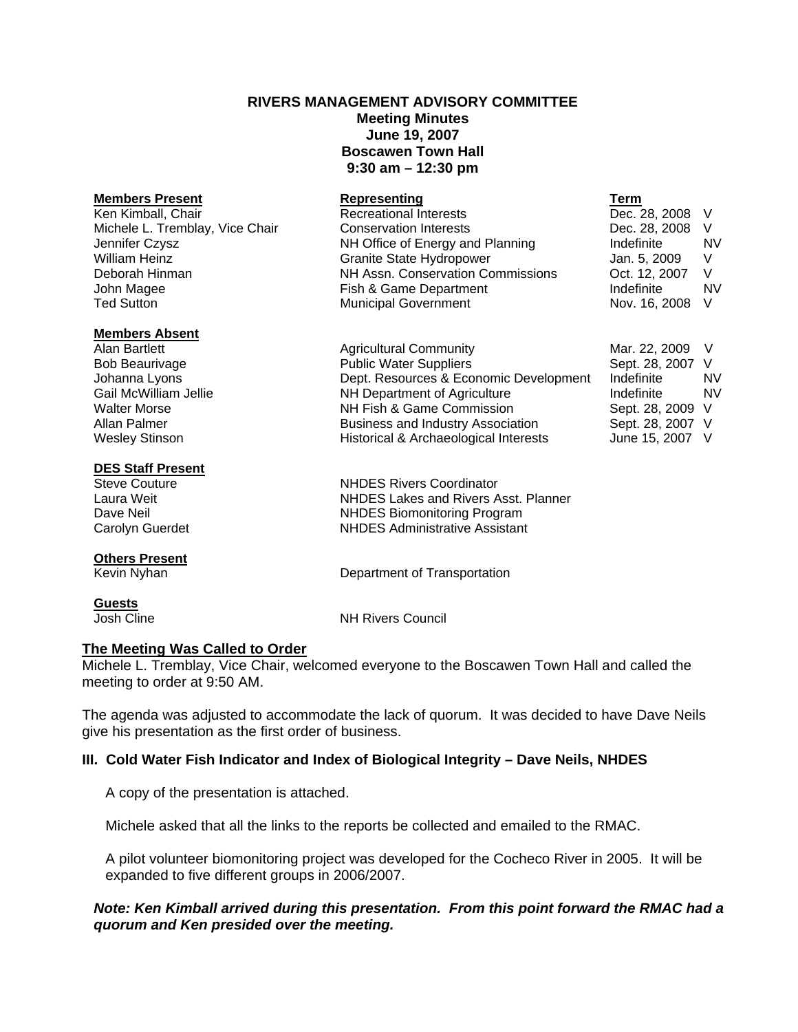# RIVERS MANAGEMENT ADVISORY COMMITTEE
## Meeting Minutes
## June 19, 2007
## Boscawen Town Hall
## 9:30 am – 12:30 pm

| Members Present | Representing | Term | |
|---|---|---|---|
| Ken Kimball, Chair | Recreational Interests | Dec. 28, 2008 | V |
| Michele L. Tremblay, Vice Chair | Conservation Interests | Dec. 28, 2008 | V |
| Jennifer Czysz | NH Office of Energy and Planning | Indefinite | NV |
| William Heinz | Granite State Hydropower | Jan. 5, 2009 | V |
| Deborah Hinman | NH Assn. Conservation Commissions | Oct. 12, 2007 | V |
| John Magee | Fish & Game Department | Indefinite | NV |
| Ted Sutton | Municipal Government | Nov. 16, 2008 | V |

| Members Absent | | | |
|---|---|---|---|
| Alan Bartlett | Agricultural Community | Mar. 22, 2009 | V |
| Bob Beaurivage | Public Water Suppliers | Sept. 28, 2007 | V |
| Johanna Lyons | Dept. Resources & Economic Development | Indefinite | NV |
| Gail McWilliam Jellie | NH Department of Agriculture | Indefinite | NV |
| Walter Morse | NH Fish & Game Commission | Sept. 28, 2009 | V |
| Allan Palmer | Business and Industry Association | Sept. 28, 2007 | V |
| Wesley Stinson | Historical & Archaeological Interests | June 15, 2007 | V |

| DES Staff Present | |
|---|---|
| Steve Couture | NHDES Rivers Coordinator |
| Laura Weit | NHDES Lakes and Rivers Asst. Planner |
| Dave Neil | NHDES Biomonitoring Program |
| Carolyn Guerdet | NHDES Administrative Assistant |

| Others Present | |
|---|---|
| Kevin Nyhan | Department of Transportation |

| Guests | |
|---|---|
| Josh Cline | NH Rivers Council |

**The Meeting Was Called to Order**

Michele L. Tremblay, Vice Chair, welcomed everyone to the Boscawen Town Hall and called the meeting to order at 9:50 AM.

The agenda was adjusted to accommodate the lack of quorum. It was decided to have Dave Neils give his presentation as the first order of business.

### III. Cold Water Fish Indicator and Index of Biological Integrity – Dave Neils, NHDES

A copy of the presentation is attached.

Michele asked that all the links to the reports be collected and emailed to the RMAC.

A pilot volunteer biomonitoring project was developed for the Cocheco River in 2005. It will be expanded to five different groups in 2006/2007.

***Note: Ken Kimball arrived during this presentation. From this point forward the RMAC had a quorum and Ken presided over the meeting.***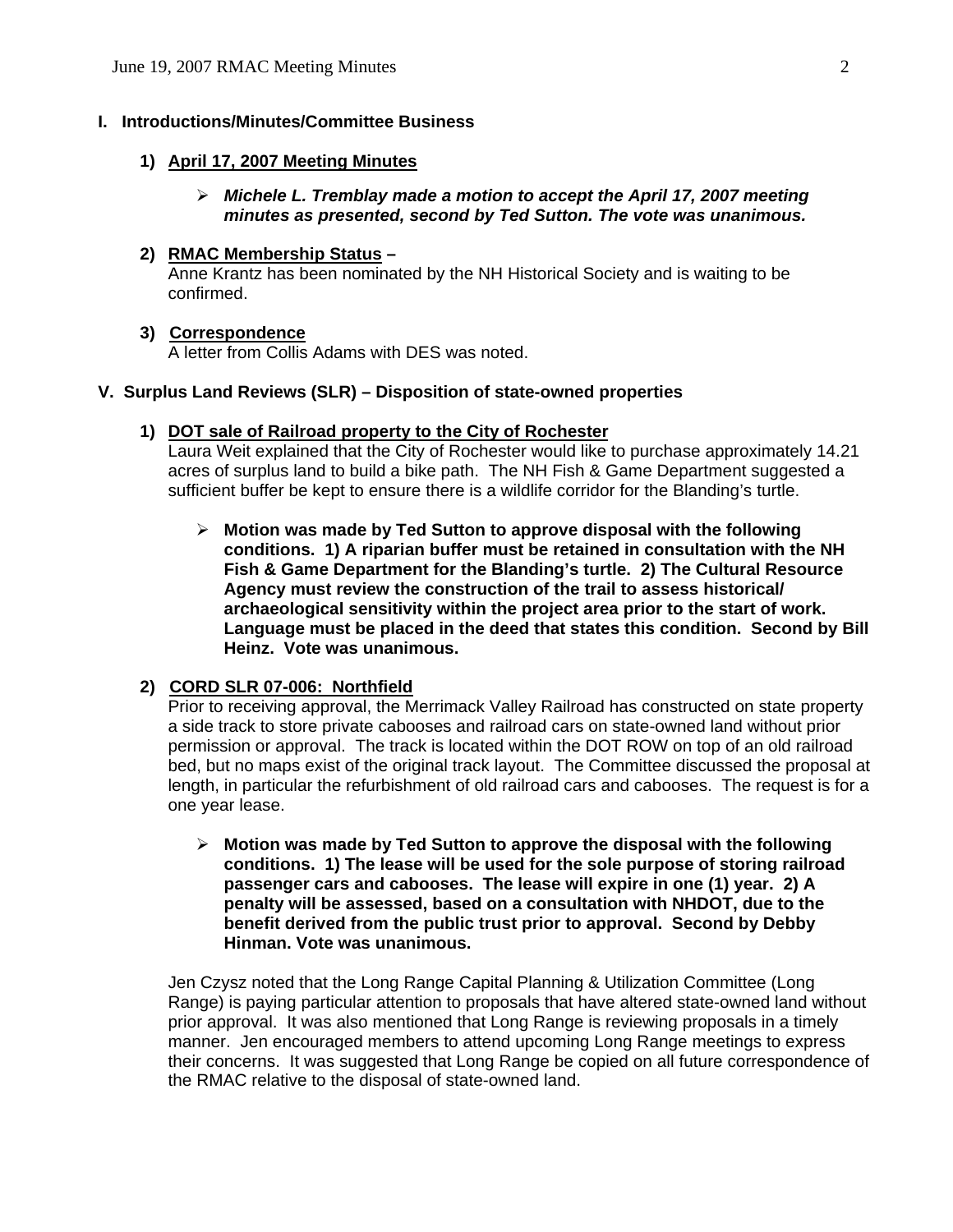## I. Introductions/Minutes/Committee Business

### 1) April 17, 2007 Meeting Minutes

- ***Michele L. Tremblay made a motion to accept the April 17, 2007 meeting minutes as presented, second by Ted Sutton. The vote was unanimous.***

### 2) RMAC Membership Status –

Anne Krantz has been nominated by the NH Historical Society and is waiting to be confirmed.

### 3) Correspondence

A letter from Collis Adams with DES was noted.

## V. Surplus Land Reviews (SLR) – Disposition of state-owned properties

### 1) DOT sale of Railroad property to the City of Rochester

Laura Weit explained that the City of Rochester would like to purchase approximately 14.21 acres of surplus land to build a bike path. The NH Fish & Game Department suggested a sufficient buffer be kept to ensure there is a wildlife corridor for the Blanding's turtle.

- **Motion was made by Ted Sutton to approve disposal with the following conditions. 1) A riparian buffer must be retained in consultation with the NH Fish & Game Department for the Blanding's turtle. 2) The Cultural Resource Agency must review the construction of the trail to assess historical/ archaeological sensitivity within the project area prior to the start of work. Language must be placed in the deed that states this condition. Second by Bill Heinz. Vote was unanimous.**

### 2) CORD SLR 07-006: Northfield

Prior to receiving approval, the Merrimack Valley Railroad has constructed on state property a side track to store private cabooses and railroad cars on state-owned land without prior permission or approval. The track is located within the DOT ROW on top of an old railroad bed, but no maps exist of the original track layout. The Committee discussed the proposal at length, in particular the refurbishment of old railroad cars and cabooses. The request is for a one year lease.

- **Motion was made by Ted Sutton to approve the disposal with the following conditions. 1) The lease will be used for the sole purpose of storing railroad passenger cars and cabooses. The lease will expire in one (1) year. 2) A penalty will be assessed, based on a consultation with NHDOT, due to the benefit derived from the public trust prior to approval. Second by Debby Hinman. Vote was unanimous.**

Jen Czysz noted that the Long Range Capital Planning & Utilization Committee (Long Range) is paying particular attention to proposals that have altered state-owned land without prior approval. It was also mentioned that Long Range is reviewing proposals in a timely manner. Jen encouraged members to attend upcoming Long Range meetings to express their concerns. It was suggested that Long Range be copied on all future correspondence of the RMAC relative to the disposal of state-owned land.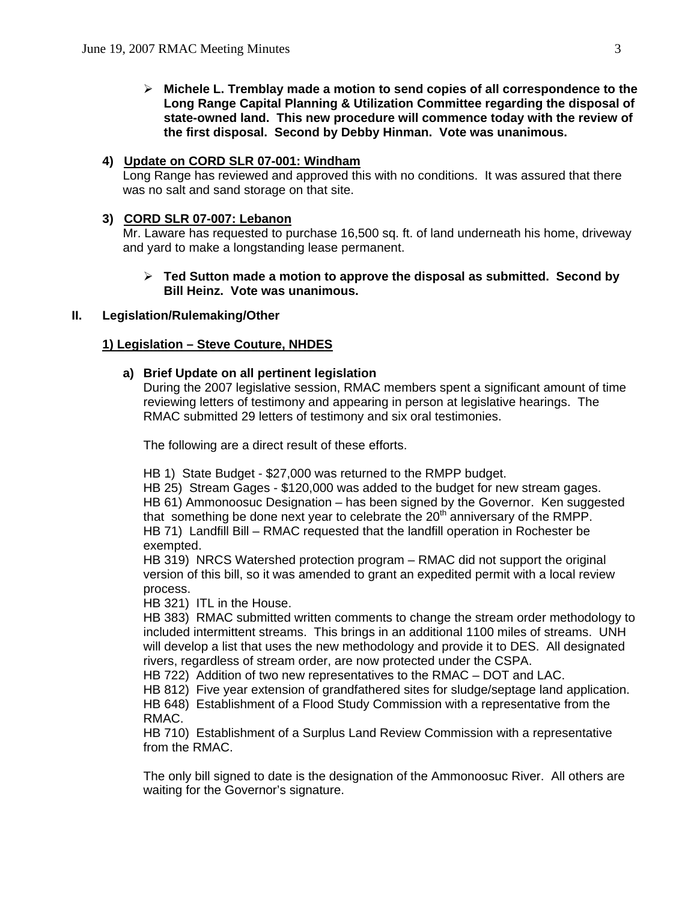- **Michele L. Tremblay made a motion to send copies of all correspondence to the Long Range Capital Planning & Utilization Committee regarding the disposal of state-owned land. This new procedure will commence today with the review of the first disposal. Second by Debby Hinman. Vote was unanimous.**

**4) Update on CORD SLR 07-001: Windham**

Long Range has reviewed and approved this with no conditions. It was assured that there was no salt and sand storage on that site.

**3) CORD SLR 07-007: Lebanon**

Mr. Laware has requested to purchase 16,500 sq. ft. of land underneath his home, driveway and yard to make a longstanding lease permanent.

- **Ted Sutton made a motion to approve the disposal as submitted. Second by Bill Heinz. Vote was unanimous.**

## II. Legislation/Rulemaking/Other

### 1) Legislation – Steve Couture, NHDES

**a) Brief Update on all pertinent legislation**

During the 2007 legislative session, RMAC members spent a significant amount of time reviewing letters of testimony and appearing in person at legislative hearings. The RMAC submitted 29 letters of testimony and six oral testimonies.

The following are a direct result of these efforts.

HB 1) State Budget - $27,000 was returned to the RMPP budget.
HB 25) Stream Gages - $120,000 was added to the budget for new stream gages.
HB 61) Ammonoosuc Designation – has been signed by the Governor. Ken suggested that something be done next year to celebrate the 20th anniversary of the RMPP.
HB 71) Landfill Bill – RMAC requested that the landfill operation in Rochester be exempted.
HB 319) NRCS Watershed protection program – RMAC did not support the original version of this bill, so it was amended to grant an expedited permit with a local review process.
HB 321) ITL in the House.
HB 383) RMAC submitted written comments to change the stream order methodology to included intermittent streams. This brings in an additional 1100 miles of streams. UNH will develop a list that uses the new methodology and provide it to DES. All designated rivers, regardless of stream order, are now protected under the CSPA.
HB 722) Addition of two new representatives to the RMAC – DOT and LAC.
HB 812) Five year extension of grandfathered sites for sludge/septage land application.
HB 648) Establishment of a Flood Study Commission with a representative from the RMAC.
HB 710) Establishment of a Surplus Land Review Commission with a representative from the RMAC.

The only bill signed to date is the designation of the Ammonoosuc River. All others are waiting for the Governor's signature.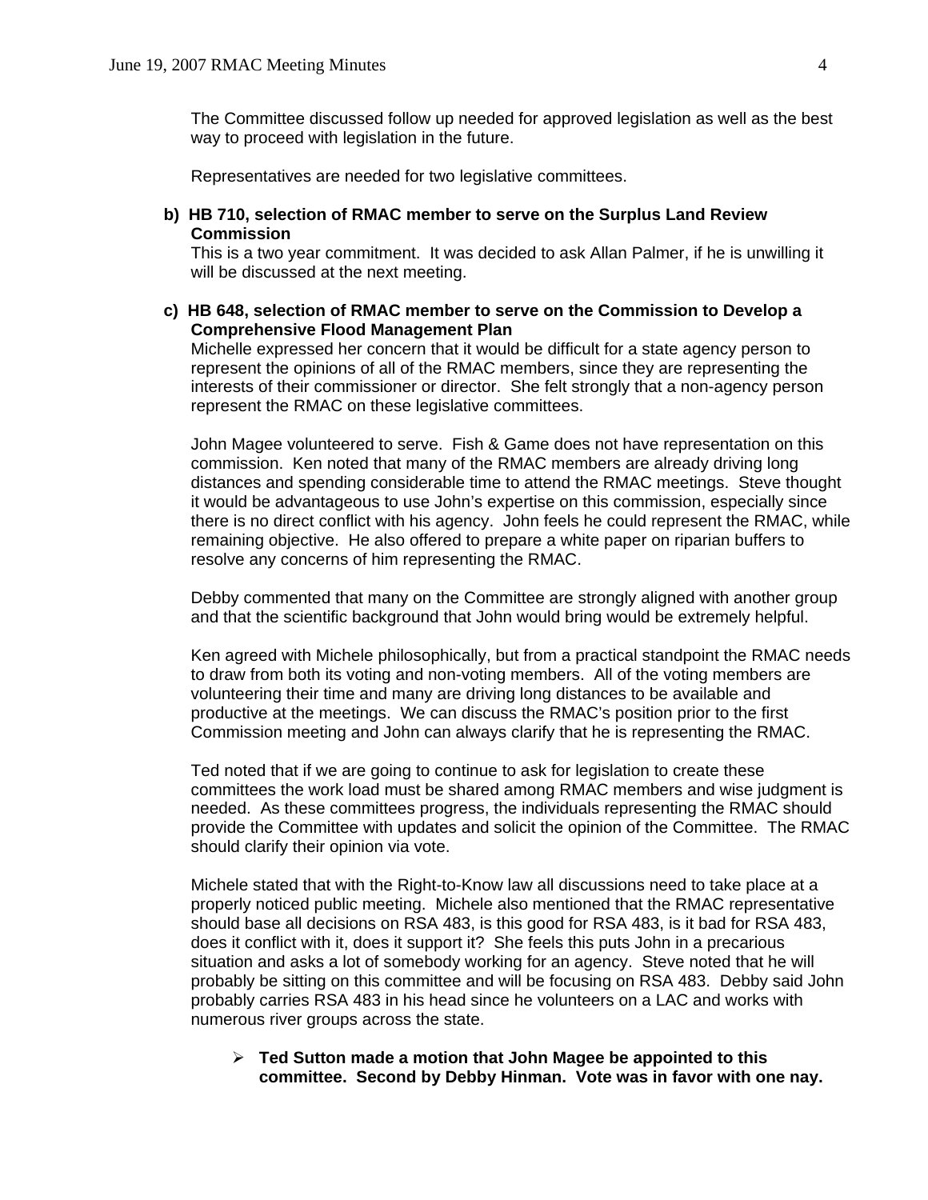The Committee discussed follow up needed for approved legislation as well as the best way to proceed with legislation in the future.

Representatives are needed for two legislative committees.

**b) HB 710, selection of RMAC member to serve on the Surplus Land Review Commission**

This is a two year commitment. It was decided to ask Allan Palmer, if he is unwilling it will be discussed at the next meeting.

**c) HB 648, selection of RMAC member to serve on the Commission to Develop a Comprehensive Flood Management Plan**

Michelle expressed her concern that it would be difficult for a state agency person to represent the opinions of all of the RMAC members, since they are representing the interests of their commissioner or director. She felt strongly that a non-agency person represent the RMAC on these legislative committees.

John Magee volunteered to serve. Fish & Game does not have representation on this commission. Ken noted that many of the RMAC members are already driving long distances and spending considerable time to attend the RMAC meetings. Steve thought it would be advantageous to use John's expertise on this commission, especially since there is no direct conflict with his agency. John feels he could represent the RMAC, while remaining objective. He also offered to prepare a white paper on riparian buffers to resolve any concerns of him representing the RMAC.

Debby commented that many on the Committee are strongly aligned with another group and that the scientific background that John would bring would be extremely helpful.

Ken agreed with Michele philosophically, but from a practical standpoint the RMAC needs to draw from both its voting and non-voting members. All of the voting members are volunteering their time and many are driving long distances to be available and productive at the meetings. We can discuss the RMAC's position prior to the first Commission meeting and John can always clarify that he is representing the RMAC.

Ted noted that if we are going to continue to ask for legislation to create these committees the work load must be shared among RMAC members and wise judgment is needed. As these committees progress, the individuals representing the RMAC should provide the Committee with updates and solicit the opinion of the Committee. The RMAC should clarify their opinion via vote.

Michele stated that with the Right-to-Know law all discussions need to take place at a properly noticed public meeting. Michele also mentioned that the RMAC representative should base all decisions on RSA 483, is this good for RSA 483, is it bad for RSA 483, does it conflict with it, does it support it? She feels this puts John in a precarious situation and asks a lot of somebody working for an agency. Steve noted that he will probably be sitting on this committee and will be focusing on RSA 483. Debby said John probably carries RSA 483 in his head since he volunteers on a LAC and works with numerous river groups across the state.

- **Ted Sutton made a motion that John Magee be appointed to this committee. Second by Debby Hinman. Vote was in favor with one nay.**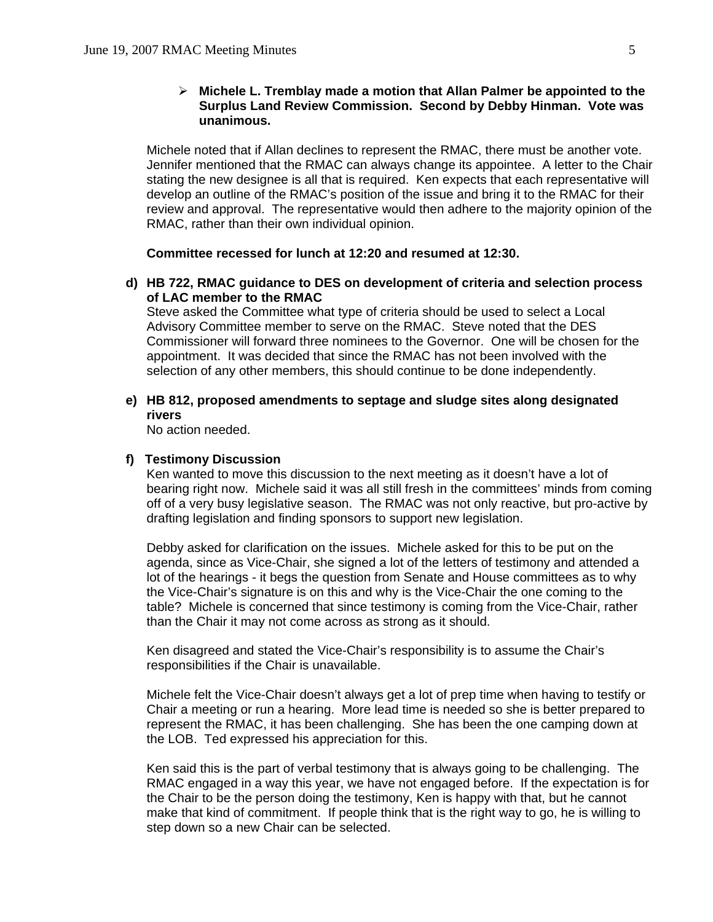- **Michele L. Tremblay made a motion that Allan Palmer be appointed to the Surplus Land Review Commission. Second by Debby Hinman. Vote was unanimous.**

Michele noted that if Allan declines to represent the RMAC, there must be another vote. Jennifer mentioned that the RMAC can always change its appointee. A letter to the Chair stating the new designee is all that is required. Ken expects that each representative will develop an outline of the RMAC's position of the issue and bring it to the RMAC for their review and approval. The representative would then adhere to the majority opinion of the RMAC, rather than their own individual opinion.

**Committee recessed for lunch at 12:20 and resumed at 12:30.**

**d) HB 722, RMAC guidance to DES on development of criteria and selection process of LAC member to the RMAC**

Steve asked the Committee what type of criteria should be used to select a Local Advisory Committee member to serve on the RMAC. Steve noted that the DES Commissioner will forward three nominees to the Governor. One will be chosen for the appointment. It was decided that since the RMAC has not been involved with the selection of any other members, this should continue to be done independently.

**e) HB 812, proposed amendments to septage and sludge sites along designated rivers**

No action needed.

**f) Testimony Discussion**

Ken wanted to move this discussion to the next meeting as it doesn't have a lot of bearing right now. Michele said it was all still fresh in the committees' minds from coming off of a very busy legislative season. The RMAC was not only reactive, but pro-active by drafting legislation and finding sponsors to support new legislation.

Debby asked for clarification on the issues. Michele asked for this to be put on the agenda, since as Vice-Chair, she signed a lot of the letters of testimony and attended a lot of the hearings - it begs the question from Senate and House committees as to why the Vice-Chair's signature is on this and why is the Vice-Chair the one coming to the table? Michele is concerned that since testimony is coming from the Vice-Chair, rather than the Chair it may not come across as strong as it should.

Ken disagreed and stated the Vice-Chair's responsibility is to assume the Chair's responsibilities if the Chair is unavailable.

Michele felt the Vice-Chair doesn't always get a lot of prep time when having to testify or Chair a meeting or run a hearing. More lead time is needed so she is better prepared to represent the RMAC, it has been challenging. She has been the one camping down at the LOB. Ted expressed his appreciation for this.

Ken said this is the part of verbal testimony that is always going to be challenging. The RMAC engaged in a way this year, we have not engaged before. If the expectation is for the Chair to be the person doing the testimony, Ken is happy with that, but he cannot make that kind of commitment. If people think that is the right way to go, he is willing to step down so a new Chair can be selected.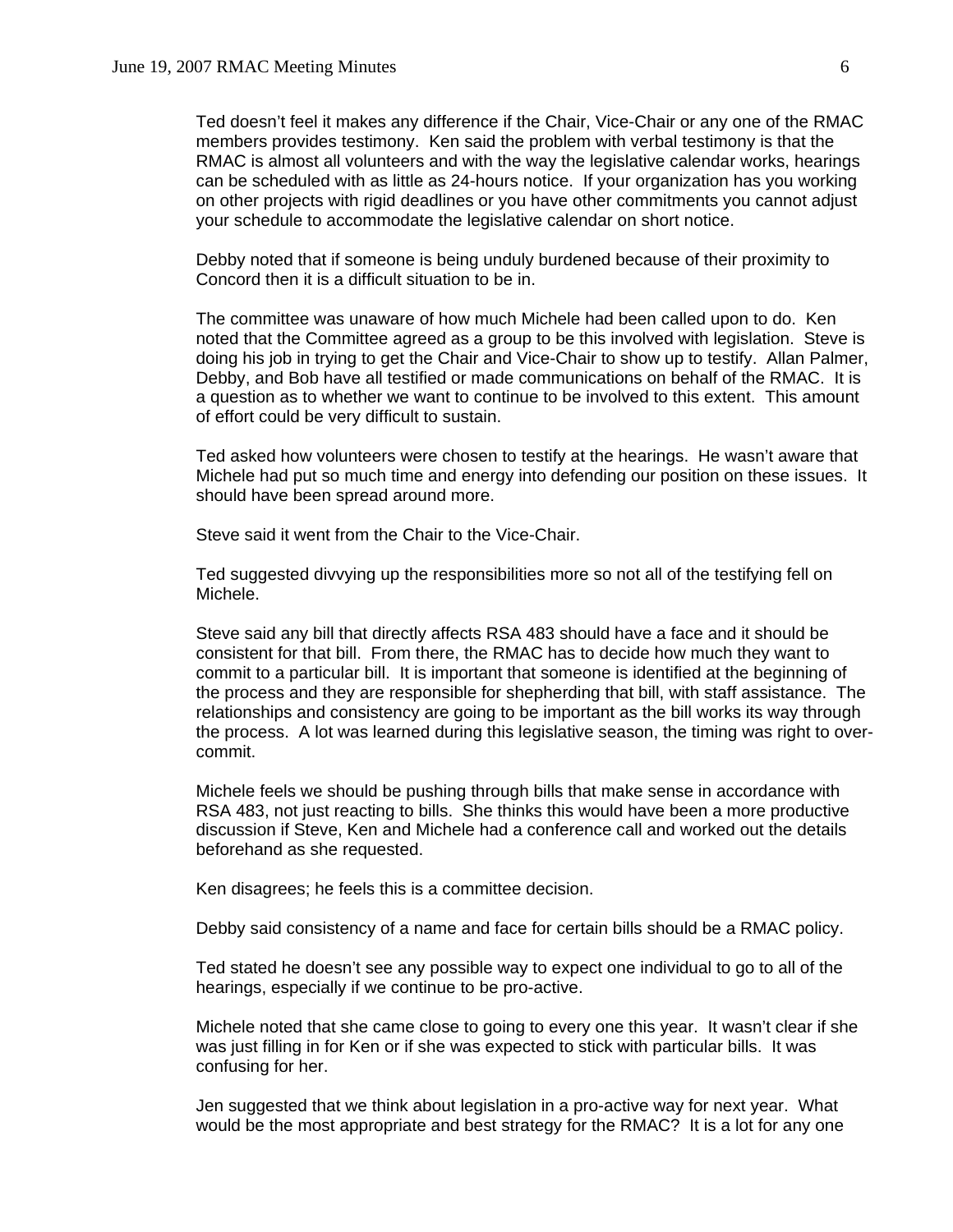Ted doesn't feel it makes any difference if the Chair, Vice-Chair or any one of the RMAC members provides testimony. Ken said the problem with verbal testimony is that the RMAC is almost all volunteers and with the way the legislative calendar works, hearings can be scheduled with as little as 24-hours notice. If your organization has you working on other projects with rigid deadlines or you have other commitments you cannot adjust your schedule to accommodate the legislative calendar on short notice.

Debby noted that if someone is being unduly burdened because of their proximity to Concord then it is a difficult situation to be in.

The committee was unaware of how much Michele had been called upon to do. Ken noted that the Committee agreed as a group to be this involved with legislation. Steve is doing his job in trying to get the Chair and Vice-Chair to show up to testify. Allan Palmer, Debby, and Bob have all testified or made communications on behalf of the RMAC. It is a question as to whether we want to continue to be involved to this extent. This amount of effort could be very difficult to sustain.

Ted asked how volunteers were chosen to testify at the hearings. He wasn't aware that Michele had put so much time and energy into defending our position on these issues. It should have been spread around more.

Steve said it went from the Chair to the Vice-Chair.

Ted suggested divvying up the responsibilities more so not all of the testifying fell on Michele.

Steve said any bill that directly affects RSA 483 should have a face and it should be consistent for that bill. From there, the RMAC has to decide how much they want to commit to a particular bill. It is important that someone is identified at the beginning of the process and they are responsible for shepherding that bill, with staff assistance. The relationships and consistency are going to be important as the bill works its way through the process. A lot was learned during this legislative season, the timing was right to over-commit.

Michele feels we should be pushing through bills that make sense in accordance with RSA 483, not just reacting to bills. She thinks this would have been a more productive discussion if Steve, Ken and Michele had a conference call and worked out the details beforehand as she requested.

Ken disagrees; he feels this is a committee decision.

Debby said consistency of a name and face for certain bills should be a RMAC policy.

Ted stated he doesn't see any possible way to expect one individual to go to all of the hearings, especially if we continue to be pro-active.

Michele noted that she came close to going to every one this year. It wasn't clear if she was just filling in for Ken or if she was expected to stick with particular bills. It was confusing for her.

Jen suggested that we think about legislation in a pro-active way for next year. What would be the most appropriate and best strategy for the RMAC? It is a lot for any one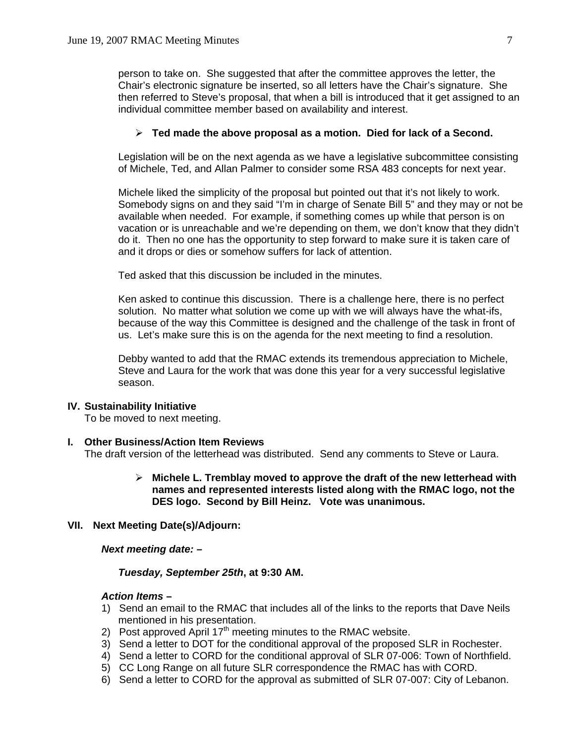person to take on. She suggested that after the committee approves the letter, the Chair's electronic signature be inserted, so all letters have the Chair's signature. She then referred to Steve's proposal, that when a bill is introduced that it get assigned to an individual committee member based on availability and interest.

- **Ted made the above proposal as a motion. Died for lack of a Second.**

Legislation will be on the next agenda as we have a legislative subcommittee consisting of Michele, Ted, and Allan Palmer to consider some RSA 483 concepts for next year.

Michele liked the simplicity of the proposal but pointed out that it's not likely to work. Somebody signs on and they said "I'm in charge of Senate Bill 5" and they may or not be available when needed. For example, if something comes up while that person is on vacation or is unreachable and we're depending on them, we don't know that they didn't do it. Then no one has the opportunity to step forward to make sure it is taken care of and it drops or dies or somehow suffers for lack of attention.

Ted asked that this discussion be included in the minutes.

Ken asked to continue this discussion. There is a challenge here, there is no perfect solution. No matter what solution we come up with we will always have the what-ifs, because of the way this Committee is designed and the challenge of the task in front of us. Let's make sure this is on the agenda for the next meeting to find a resolution.

Debby wanted to add that the RMAC extends its tremendous appreciation to Michele, Steve and Laura for the work that was done this year for a very successful legislative season.

## IV. Sustainability Initiative

To be moved to next meeting.

## I. Other Business/Action Item Reviews

The draft version of the letterhead was distributed. Send any comments to Steve or Laura.

- **Michele L. Tremblay moved to approve the draft of the new letterhead with names and represented interests listed along with the RMAC logo, not the DES logo. Second by Bill Heinz. Vote was unanimous.**

## VII. Next Meeting Date(s)/Adjourn:

***Next meeting date: –***

***Tuesday, September 25th*, at 9:30 AM.**

***Action Items –***

1) Send an email to the RMAC that includes all of the links to the reports that Dave Neils mentioned in his presentation.
2) Post approved April 17th meeting minutes to the RMAC website.
3) Send a letter to DOT for the conditional approval of the proposed SLR in Rochester.
4) Send a letter to CORD for the conditional approval of SLR 07-006: Town of Northfield.
5) CC Long Range on all future SLR correspondence the RMAC has with CORD.
6) Send a letter to CORD for the approval as submitted of SLR 07-007: City of Lebanon.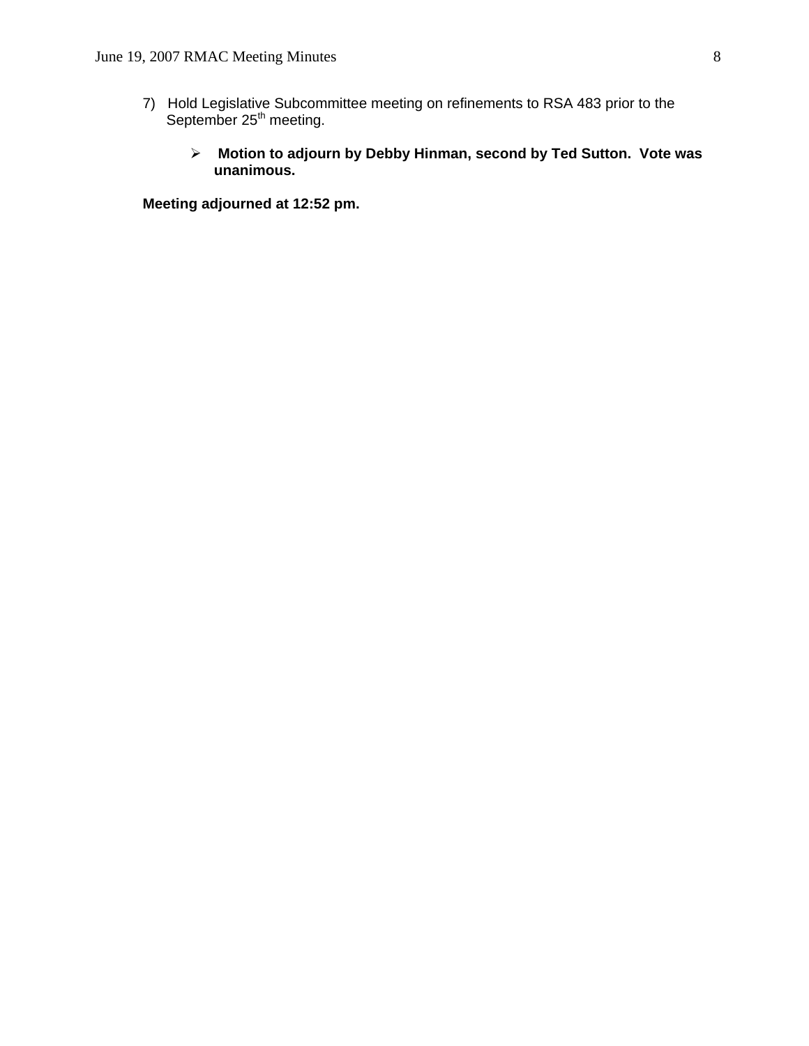7) Hold Legislative Subcommittee meeting on refinements to RSA 483 prior to the September 25th meeting.

- **Motion to adjourn by Debby Hinman, second by Ted Sutton. Vote was unanimous.**

**Meeting adjourned at 12:52 pm.**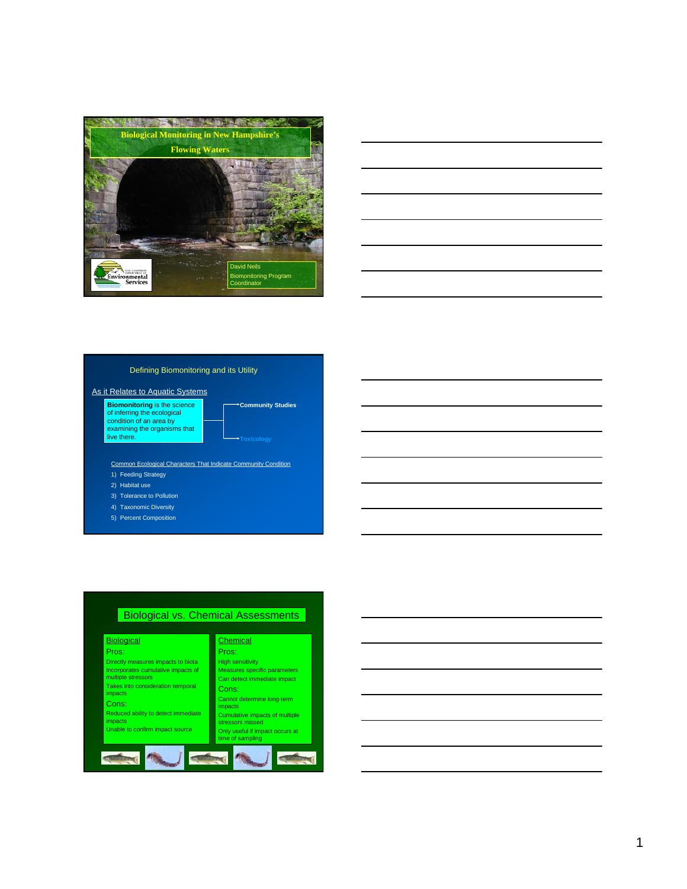## Biological Monitoring in New Hampshire's Flowing Waters

New Hampshire Department of Environmental Services

David Neils
Biomonitoring Program Coordinator

---

## Defining Biomonitoring and its Utility

As it Relates to Aquatic Systems

**Biomonitoring** is the science of inferring the ecological condition of an area by examining the organisms that live there.

- **Community Studies**
- Toxicology

Common Ecological Characters That Indicate Community Condition

1) Feeding Strategy
2) Habitat use
3) Tolerance to Pollution
4) Taxonomic Diversity
5) Percent Composition

---

## Biological vs. Chemical Assessments

**Biological**

Pros:
- Directly measures impacts to biota
- Incorporates cumulative impacts of multiple stressors
- Takes into consideration temporal impacts

Cons:
- Reduced ability to detect immediate impacts
- Unable to confirm impact source

**Chemical**

Pros:
- High sensitivity
- Measures specific parameters
- Can detect immediate impact

Cons:
- Cannot determine long-term impacts
- Cumulative impacts of multiple stressors missed
- Only useful if impact occurs at time of sampling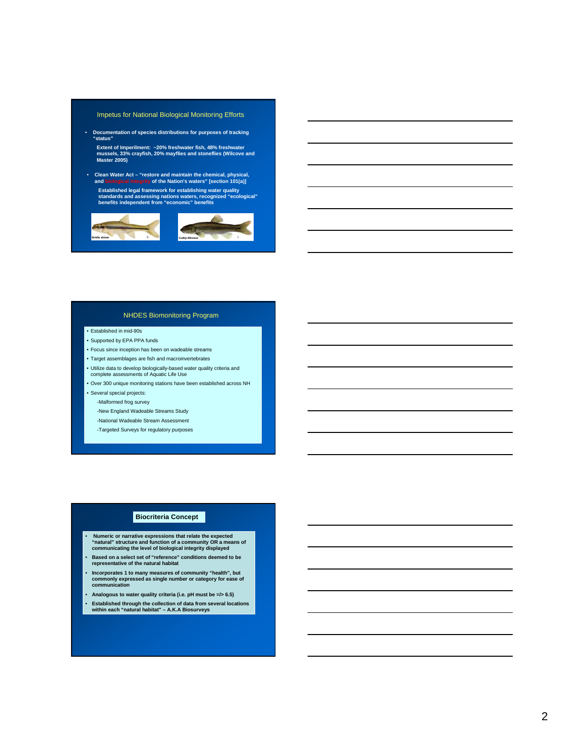## Impetus for National Biological Monitoring Efforts

- **Documentation of species distributions for purposes of tracking "status"**

  **Extent of Imperilment: ~20% freshwater fish, 48% freshwater mussels, 33% crayfish, 20% mayflies and stoneflies (Wilcove and Master 2005)**

- **Clean Water Act – "restore and maintain the chemical, physical, and biological integrity of the Nation's waters" [section 101(a)]**

  **Established legal framework for establishing water quality standards and assessing nations waters, recognized "ecological" benefits independent from "economic" benefits**

Bridle shiner

Cutlip Minnow

## NHDES Biomonitoring Program

- Established in mid-90s
- Supported by EPA PPA funds
- Focus since inception has been on wadeable streams
- Target assemblages are fish and macroinvertebrates
- Utilize data to develop biologically-based water quality criteria and complete assessments of Aquatic Life Use
- Over 300 unique monitoring stations have been established across NH
- Several special projects:
  - -Malformed frog survey
  - -New England Wadeable Streams Study
  - -National Wadeable Stream Assessment
  - -Targeted Surveys for regulatory purposes

## Biocriteria Concept

- **Numeric or narrative expressions that relate the expected "natural" structure and function of a community OR a means of communicating the level of biological integrity displayed**
- **Based on a select set of "reference" conditions deemed to be representative of the natural habitat**
- **Incorporates 1 to many measures of community "health", but commonly expressed as single number or category for ease of communication**
- **Analogous to water quality criteria (i.e. pH must be =/> 6.5)**
- **Established through the collection of data from several locations within each "natural habitat" – A.K.A Biosurveys**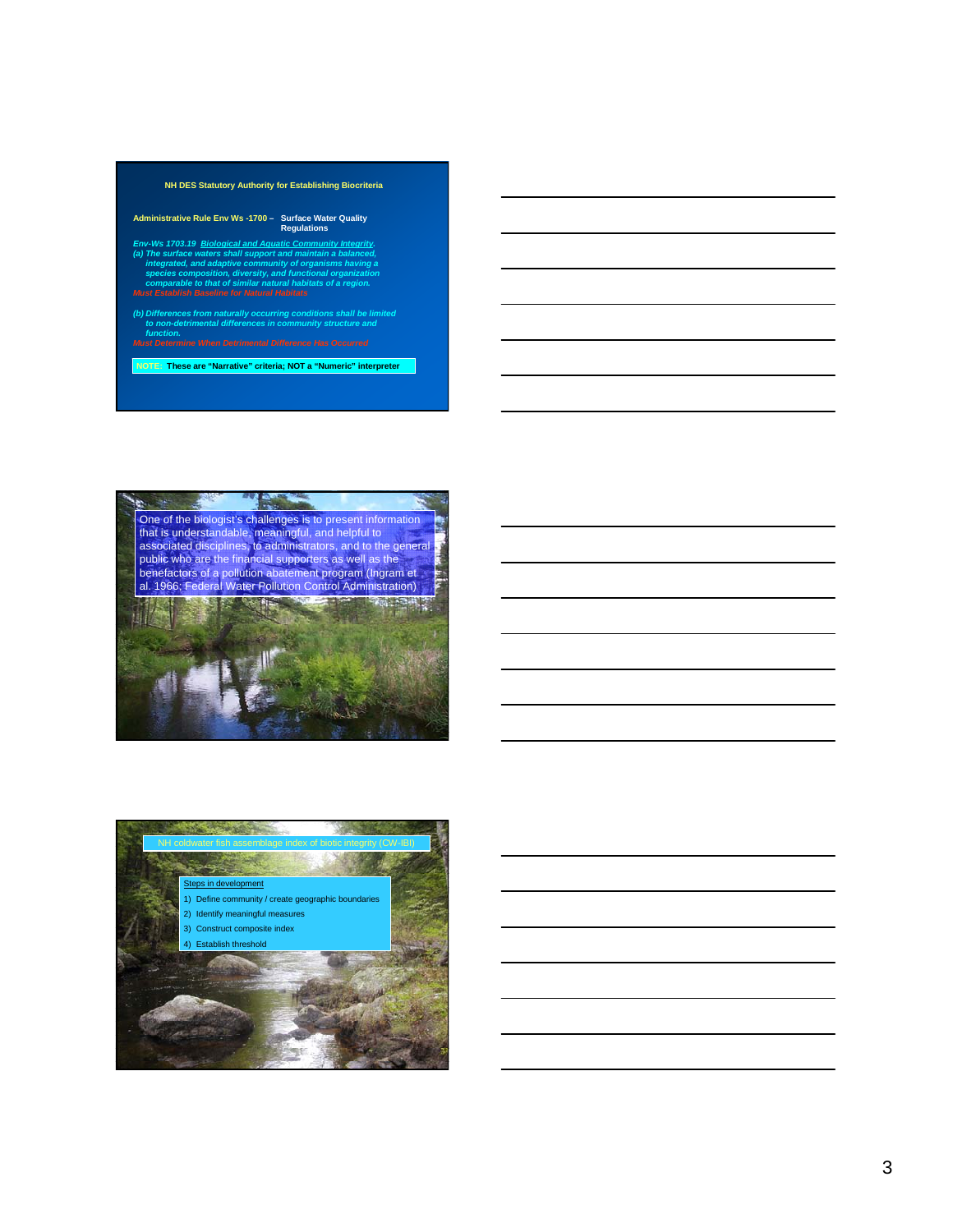## NH DES Statutory Authority for Establishing Biocriteria

**Administrative Rule Env Ws -1700 – Surface Water Quality Regulations**

*Env-Ws 1703.19 Biological and Aquatic Community Integrity.*

*(a) The surface waters shall support and maintain a balanced, integrated, and adaptive community of organisms having a species composition, diversity, and functional organization comparable to that of similar natural habitats of a region.*

*Must Establish Baseline for Natural Habitats*

*(b) Differences from naturally occurring conditions shall be limited to non-detrimental differences in community structure and function.*

*Must Determine When Detrimental Difference Has Occurred*

**NOTE: These are "Narrative" criteria; NOT a "Numeric" interpreter**

---

One of the biologist's challenges is to present information that is understandable, meaningful, and helpful to associated disciplines, to administrators, and to the general public who are the financial supporters as well as the benefactors of a pollution abatement program (Ingram et al. 1966; Federal Water Pollution Control Administration)

---

## NH coldwater fish assemblage index of biotic integrity (CW-IBI)

Steps in development

1) Define community / create geographic boundaries
2) Identify meaningful measures
3) Construct composite index
4) Establish threshold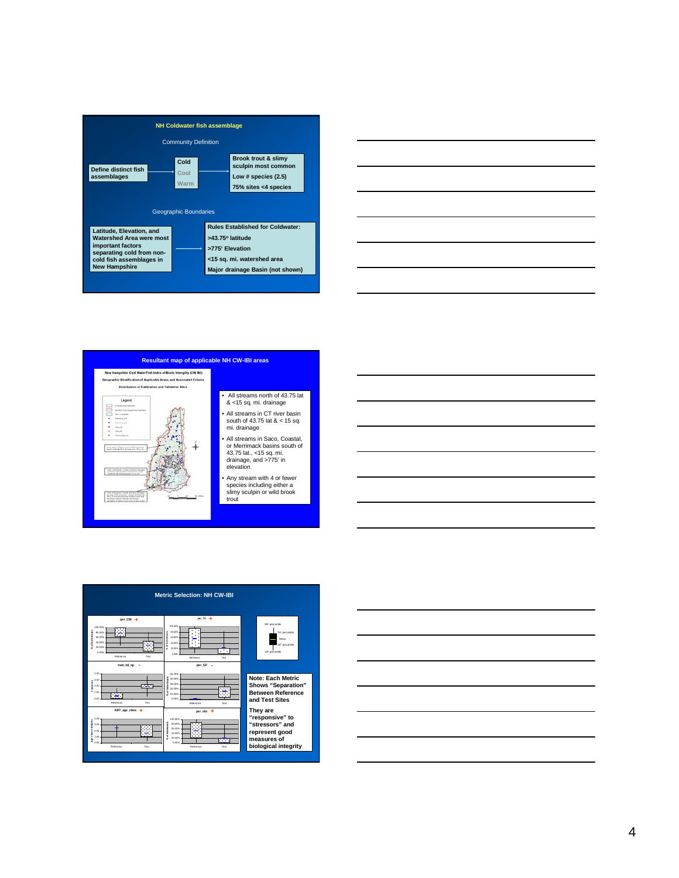## NH Coldwater fish assemblage

Community Definition

Define distinct fish assemblages → Cold / Cool / Warm →

- Brook trout & slimy sculpin most common
- Low # species (2.5)
- 75% sites <4 species

Geographic Boundaries

Latitude, Elevation, and Watershed Area were most important factors separating cold from non-cold fish assemblages in New Hampshire →

Rules Established for Coldwater:

- >43.75º latitude
- >775' Elevation
- <15 sq. mi. watershed area
- Major drainage Basin (not shown)

## Resultant map of applicable NH CW-IBI areas

New Hampshire Cold Water Fish Index of Biotic Intergity (CW IBI): Geographic Stratification of Applicable Areas and Associated Criteria

Distribution of Calibration and Validation Sites

- All streams north of 43.75 lat & <15 sq. mi. drainage
- All streams in CT river basin south of 43.75 lat & < 15 sq. mi. drainage
- All streams in Saco, Coastal, or Merrimack basins south of 43.75 lat., <15 sq. mi. drainage, and >775' in elevation
- Any stream with 4 or fewer species including either a slimy sculpin or wild brook trout

## Metric Selection: NH CW-IBI

per_CW + | per_TC + | num_tol_sp − | per_GF − | EBT_age_class + | per_ebt +

Note: Each Metric Shows "Separation" Between Reference and Test Sites

They are "responsive" to "stressors" and represent good measures of biological integrity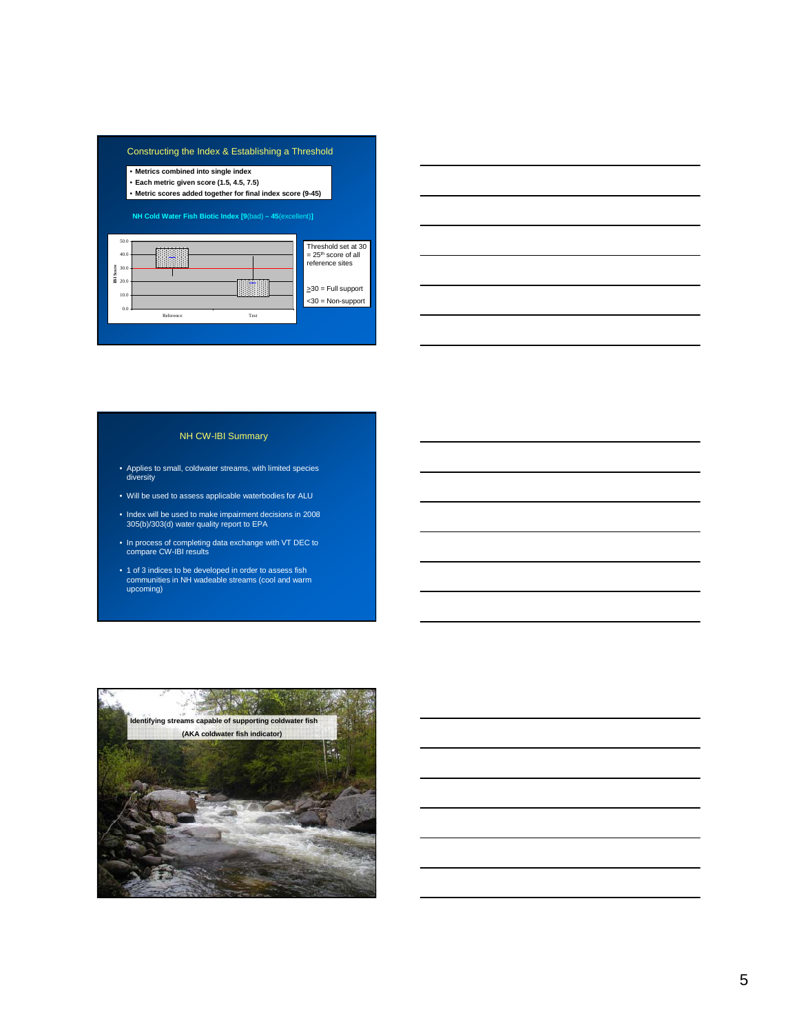## Constructing the Index & Establishing a Threshold

- Metrics combined into single index
- Each metric given score (1.5, 4.5, 7.5)
- Metric scores added together for final index score (9-45)

**NH Cold Water Fish Biotic Index [9**(bad) **– 45**(excellent)**]**

Threshold set at 30 = 25[th] score of all reference sites

≥30 = Full support

<30 = Non-support

## NH CW-IBI Summary

- Applies to small, coldwater streams, with limited species diversity
- Will be used to assess applicable waterbodies for ALU
- Index will be used to make impairment decisions in 2008 305(b)/303(d) water quality report to EPA
- In process of completing data exchange with VT DEC to compare CW-IBI results
- 1 of 3 indices to be developed in order to assess fish communities in NH wadeable streams (cool and warm upcoming)

**Identifying streams capable of supporting coldwater fish**

**(AKA coldwater fish indicator)**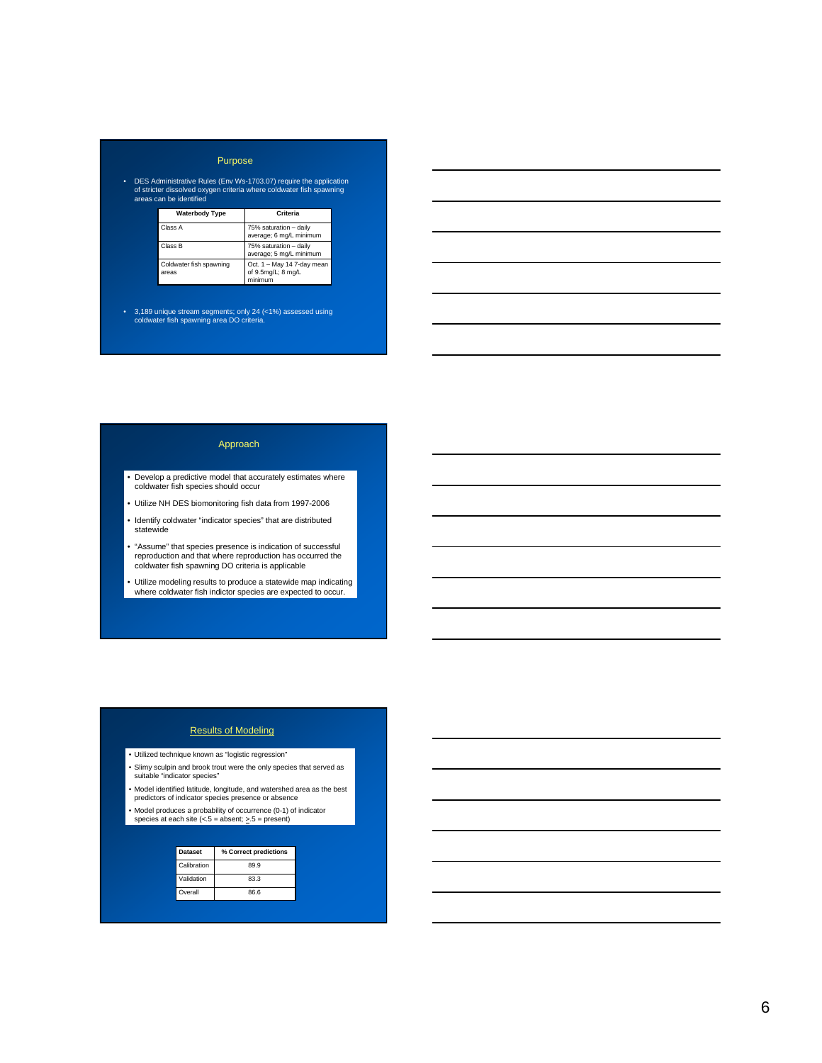## Purpose

- DES Administrative Rules (Env Ws-1703.07) require the application of stricter dissolved oxygen criteria where coldwater fish spawning areas can be identified

| Waterbody Type | Criteria |
|---|---|
| Class A | 75% saturation – daily average; 6 mg/L minimum |
| Class B | 75% saturation – daily average; 5 mg/L minimum |
| Coldwater fish spawning areas | Oct. 1 – May 14 7-day mean of 9.5mg/L; 8 mg/L minimum |

- 3,189 unique stream segments; only 24 (<1%) assessed using coldwater fish spawning area DO criteria.

## Approach

- Develop a predictive model that accurately estimates where coldwater fish species should occur
- Utilize NH DES biomonitoring fish data from 1997-2006
- Identify coldwater "indicator species" that are distributed statewide
- "Assume" that species presence is indication of successful reproduction and that where reproduction has occurred the coldwater fish spawning DO criteria is applicable
- Utilize modeling results to produce a statewide map indicating where coldwater fish indictor species are expected to occur.

## Results of Modeling

- Utilized technique known as "logistic regression"
- Slimy sculpin and brook trout were the only species that served as suitable "indicator species"
- Model identified latitude, longitude, and watershed area as the best predictors of indicator species presence or absence
- Model produces a probability of occurrence (0-1) of indicator species at each site (<.5 = absent; $\geq$.5 = present)

| Dataset | % Correct predictions |
|---|---|
| Calibration | 89.9 |
| Validation | 83.3 |
| Overall | 86.6 |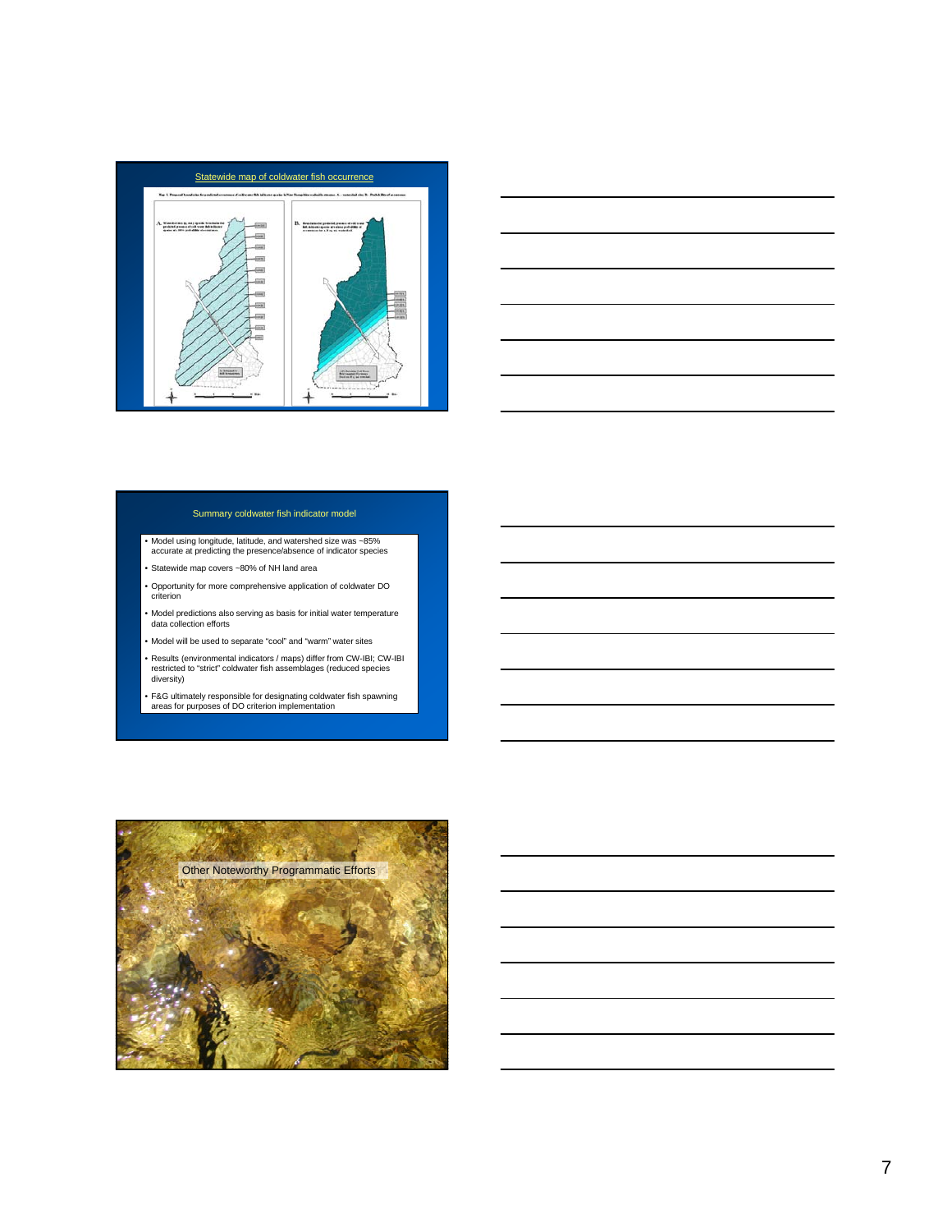## Statewide map of coldwater fish occurrence

## Summary coldwater fish indicator model

- Model using longitude, latitude, and watershed size was ~85% accurate at predicting the presence/absence of indicator species
- Statewide map covers ~80% of NH land area
- Opportunity for more comprehensive application of coldwater DO criterion
- Model predictions also serving as basis for initial water temperature data collection efforts
- Model will be used to separate "cool" and "warm" water sites
- Results (environmental indicators / maps) differ from CW-IBI; CW-IBI restricted to "strict" coldwater fish assemblages (reduced species diversity)
- F&G ultimately responsible for designating coldwater fish spawning areas for purposes of DO criterion implementation

## Other Noteworthy Programmatic Efforts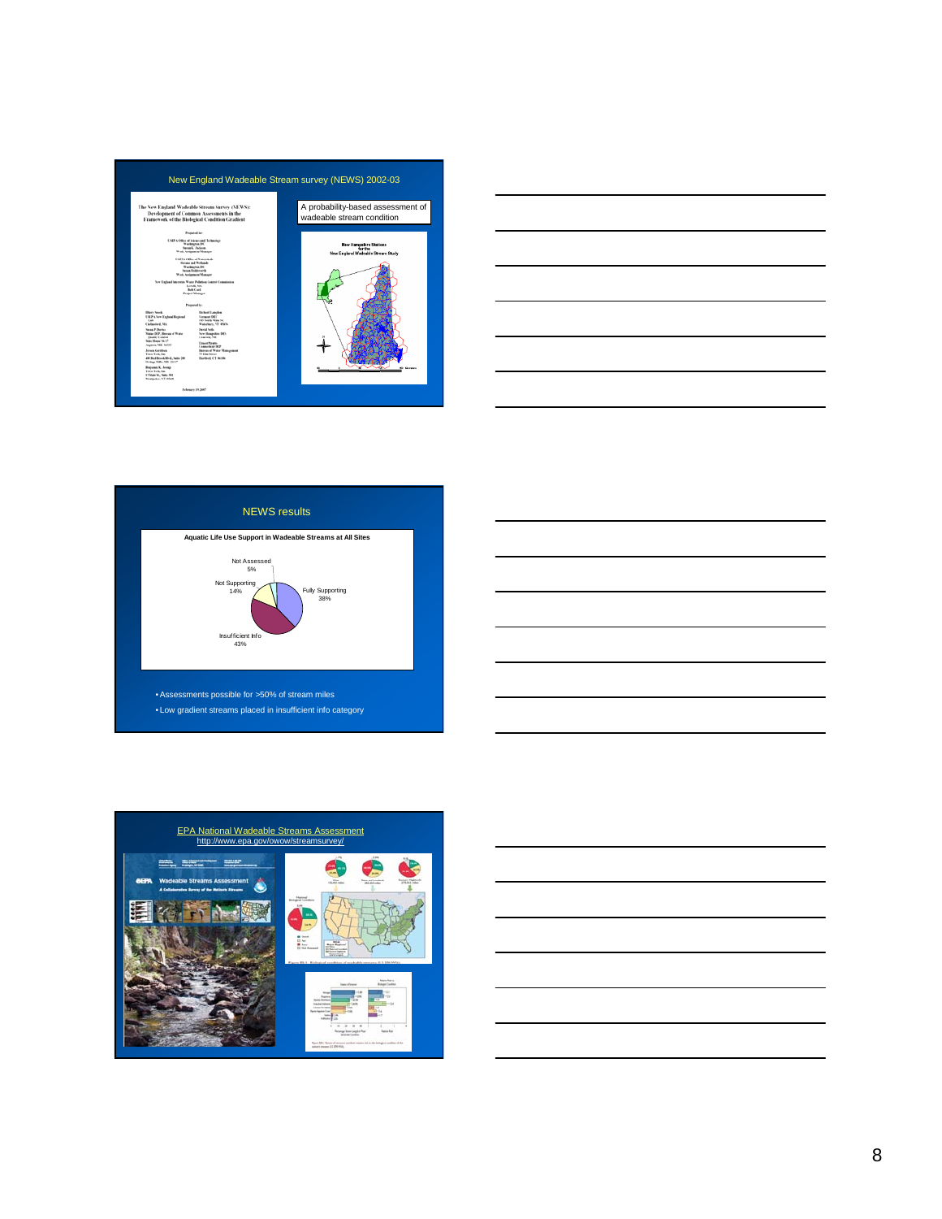## New England Wadeable Stream survey (NEWS) 2002-03

The New England Wadeable Streams Survey (NEWS): Development of Common Assessments in the Framework of the Biological Condition Gradient

A probability-based assessment of wadeable stream condition

New Hampshire Stations for the New England Wadeable Stream Study

## NEWS results

**Aquatic Life Use Support in Wadeable Streams at All Sites**

- Not Assessed 5%
- Not Supporting 14%
- Fully Supporting 38%
- Insufficient Info 43%

- Assessments possible for >50% of stream miles
- Low gradient streams placed in insufficient info category

## EPA National Wadeable Streams Assessment

http://www.epa.gov/owow/streamsurvey/

Wadeable Streams Assessment

A Collaborative Survey of the Nation's Streams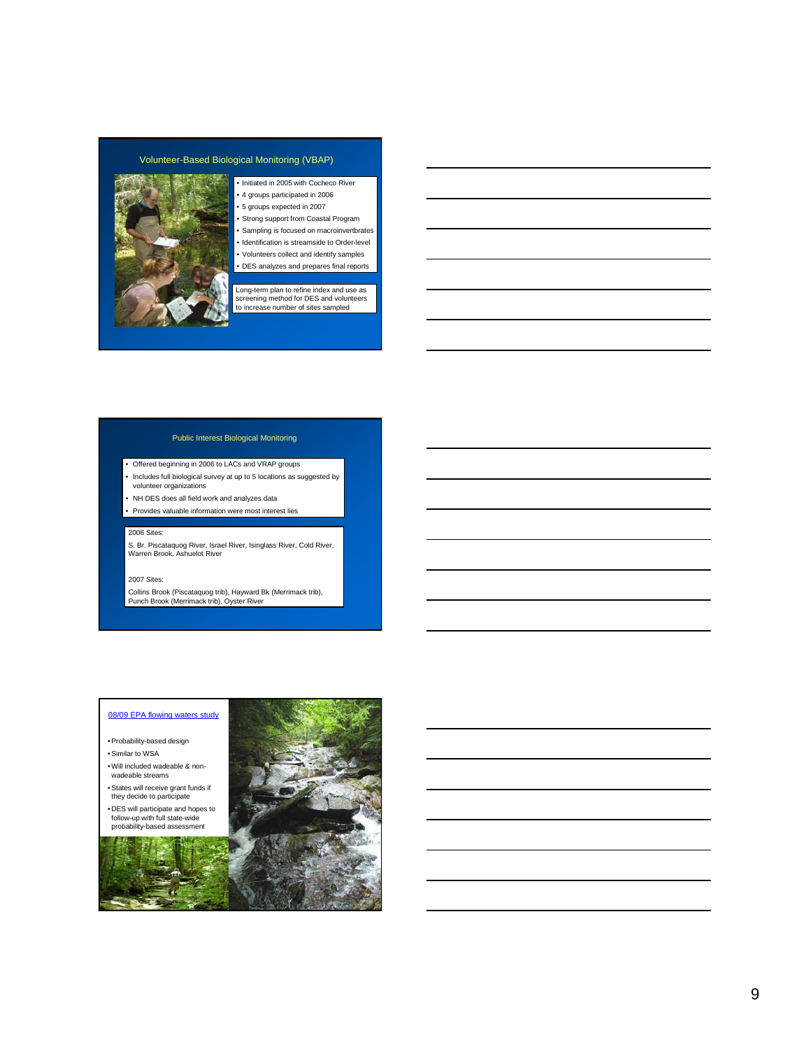## Volunteer-Based Biological Monitoring (VBAP)

- Initiated in 2005 with Cocheco River
- 4 groups participated in 2006
- 5 groups expected in 2007
- Strong support from Coastal Program
- Sampling is focused on macroinvertbrates
- Identification is streamside to Order-level
- Volunteers collect and identify samples
- DES analyzes and prepares final reports

Long-term plan to refine index and use as screening method for DES and volunteers to increase number of sites sampled

## Public Interest Biological Monitoring

- Offered beginning in 2006 to LACs and VRAP groups
- Includes full biological survey at up to 5 locations as suggested by volunteer organizations
- NH DES does all field work and analyzes data
- Provides valuable information were most interest lies

2006 Sites:

S. Br. Piscataquog River, Israel River, Isinglass River, Cold River, Warren Brook, Ashuelot River

2007 Sites:

Collins Brook (Piscataquog trib), Hayward Bk (Merrimack trib), Punch Brook (Merrimack trib), Oyster River

## 08/09 EPA flowing waters study

- Probability-based design
- Similar to WSA
- Will included wadeable & non-wadeable streams
- States will receive grant funds if they decide to participate
- DES will participate and hopes to follow-up with full state-wide probability-based assessment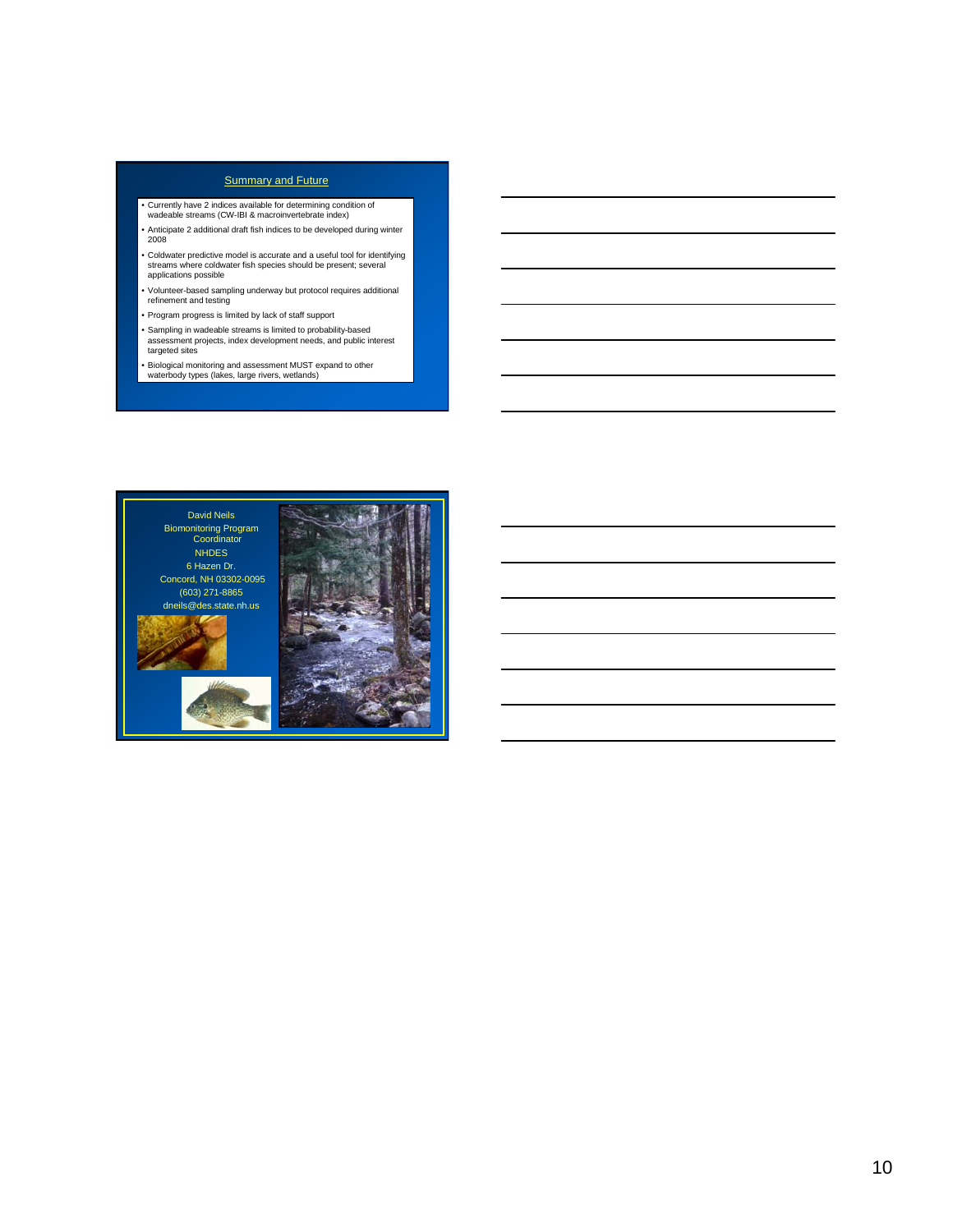## Summary and Future

- Currently have 2 indices available for determining condition of wadeable streams (CW-IBI & macroinvertebrate index)
- Anticipate 2 additional draft fish indices to be developed during winter 2008
- Coldwater predictive model is accurate and a useful tool for identifying streams where coldwater fish species should be present; several applications possible
- Volunteer-based sampling underway but protocol requires additional refinement and testing
- Program progress is limited by lack of staff support
- Sampling in wadeable streams is limited to probability-based assessment projects, index development needs, and public interest targeted sites
- Biological monitoring and assessment MUST expand to other waterbody types (lakes, large rivers, wetlands)

David Neils
Biomonitoring Program Coordinator
NHDES
6 Hazen Dr.
Concord, NH 03302-0095
(603) 271-8865
dneils@des.state.nh.us